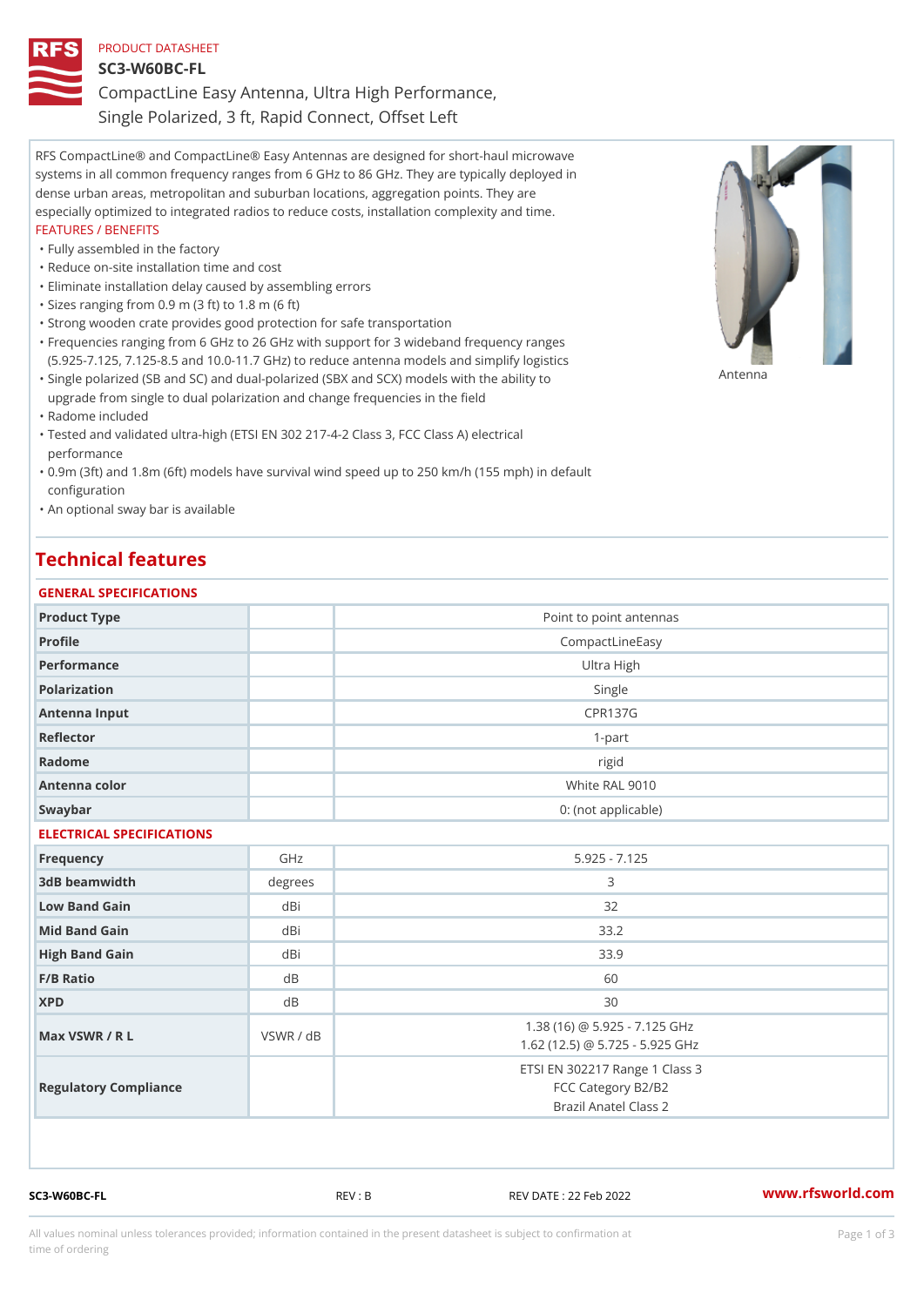PRODUCT DATASHEET

# SC3-W60BC-FL

## CompactLine Easy Antenna, Ultra High Performance, Single Polarized, 3 ft, Rapid Connect, Offset Left

RFS CompactLine® and CompactLine® Easy Antennas are designed for short-haul microwave systems in all common frequency ranges from 6 GHz to 86 GHz. They are typically deployed in dense urban areas, metropolitan and suburban locations, aggregation points. They are especially optimized to integrated radios to reduce costs, installation complexity and time.

FEATURES / BENEFITS

- Fully assembled in the factory
- Reduce on-site installation time and cost
- Eliminate installation delay caused by assembling errors
- Sizes ranging from 0.9 m (3 ft) to 1.8 m (6 ft)
- Strong wooden crate provides good protection for safe transportation
- Frequencies ranging from 6 GHz to 26 GHz with support for 3 wideband frequency ranges (5.925-7.125, 7.125-8.5 and 10.0-11.7 GHz) to reduce antenna models and simplify logistics
- Single polarized (SB and SC) and dual-polarized (SBX and SCX) models with the ability to upgrade from single to dual polarization and change frequencies in the field
- Radome included
- Tested and validated ultra-high (ETSI EN 302 217-4-2 Class 3, FCC Class A) electrical performance
- 0.9m (3ft) and 1.8m (6ft) models have survival wind speed up to 250 km/h (155 mph) in default configuration
- An optional sway bar is available

Antenna

# Technical features

### GENERAL SPECIFICATIONS

| | | |
|---|---|---|
| Product Type | | Point to point antennas |
| Profile | | CompactLineEasy |
| Performance | | Ultra High |
| Polarization | | Single |
| Antenna Input | | CPR137G |
| Reflector | | 1-part |
| Radome | | rigid |
| Antenna color | | White RAL 9010 |
| Swaybar | | 0: (not applicable) |

### ELECTRICAL SPECIFICATIONS

| | | |
|---|---|---|
| Frequency | GHz | 5.925 - 7.125 |
| 3dB beamwidth | degrees | 3 |
| Low Band Gain | dBi | 32 |
| Mid Band Gain | dBi | 33.2 |
| High Band Gain | dBi | 33.9 |
| F/B Ratio | dB | 60 |
| XPD | dB | 30 |
| Max VSWR / R L | VSWR / dB | 1.38 (16) @ 5.925 - 7.125 GHz<br>1.62 (12.5) @ 5.725 - 5.925 GHz |
| Regulatory Compliance | | ETSI EN 302217 Range 1 Class 3<br>FCC Category B2/B2<br>Brazil Anatel Class 2 |

SC3-W60BC-FL REV : B REV DATE : 22 Feb 2022 www.rfsworld.com

All values nominal unless tolerances provided; information contained in the present datasheet is subject to confirmation at time of ordering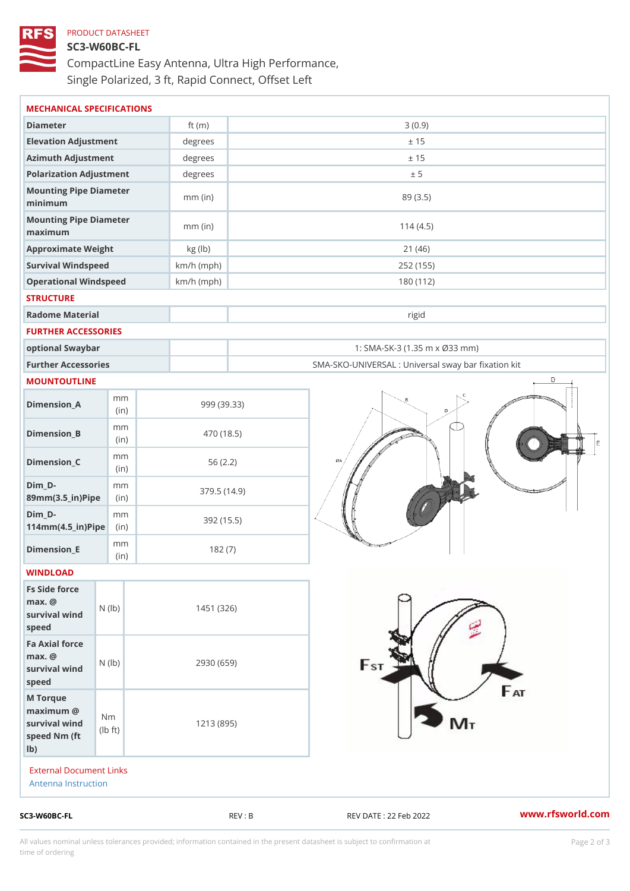PRODUCT DATASHEET

# SC3-W60BC-FL

CompactLine Easy Antenna, Ultra High Performance, Single Polarized, 3 ft, Rapid Connect, Offset Left

## MECHANICAL SPECIFICATIONS

| | | |
|---|---|---|
| Diameter | ft (m) | 3 (0.9) |
| Elevation Adjustment | degrees | ± 15 |
| Azimuth Adjustment | degrees | ± 15 |
| Polarization Adjustment | degrees | ± 5 |
| Mounting Pipe Diameter minimum | mm (in) | 89 (3.5) |
| Mounting Pipe Diameter maximum | mm (in) | 114 (4.5) |
| Approximate Weight | kg (lb) | 21 (46) |
| Survival Windspeed | km/h (mph) | 252 (155) |
| Operational Windspeed | km/h (mph) | 180 (112) |

## STRUCTURE

| | | |
|---|---|---|
| Radome Material | | rigid |

## FURTHER ACCESSORIES

| | | |
|---|---|---|
| optional Swaybar | | 1: SMA-SK-3 (1.35 m x Ø33 mm) |
| Further Accessories | | SMA-SKO-UNIVERSAL : Universal sway bar fixation kit |

## MOUNTOUTLINE

| | | |
|---|---|---|
| Dimension_A | mm (in) | 999 (39.33) |
| Dimension_B | mm (in) | 470 (18.5) |
| Dimension_C | mm (in) | 56 (2.2) |
| Dim_D-89mm(3.5_in)Pipe | mm (in) | 379.5 (14.9) |
| Dim_D-114mm(4.5_in)Pipe | mm (in) | 392 (15.5) |
| Dimension_E | mm (in) | 182 (7) |

## WINDLOAD

| | | |
|---|---|---|
| Fs Side force max. @ survival wind speed | N (lb) | 1451 (326) |
| Fa Axial force max. @ survival wind speed | N (lb) | 2930 (659) |
| M Torque maximum @ survival wind speed Nm (ft lb) | Nm (lb ft) | 1213 (895) |

External Document Links

Antenna Instruction

SC3-W60BC-FL REV : B REV DATE : 22 Feb 2022 www.rfsworld.com

All values nominal unless tolerances provided; information contained in the present datasheet is subject to confirmation at time of ordering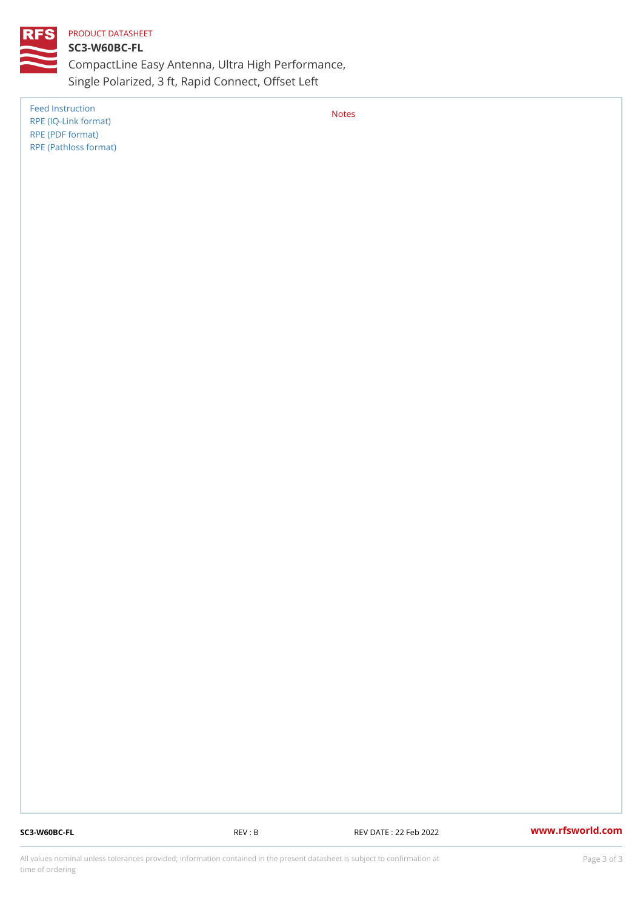Feed Instruction
RPE (IQ-Link format)
RPE (PDF format)
RPE (Pathloss format)

Notes

SC3-W60BC-FL REV : B REV DATE : 22 Feb 2022 www.rfsworld.com

All values nominal unless tolerances provided; information contained in the present datasheet is subject to confirmation at time of ordering